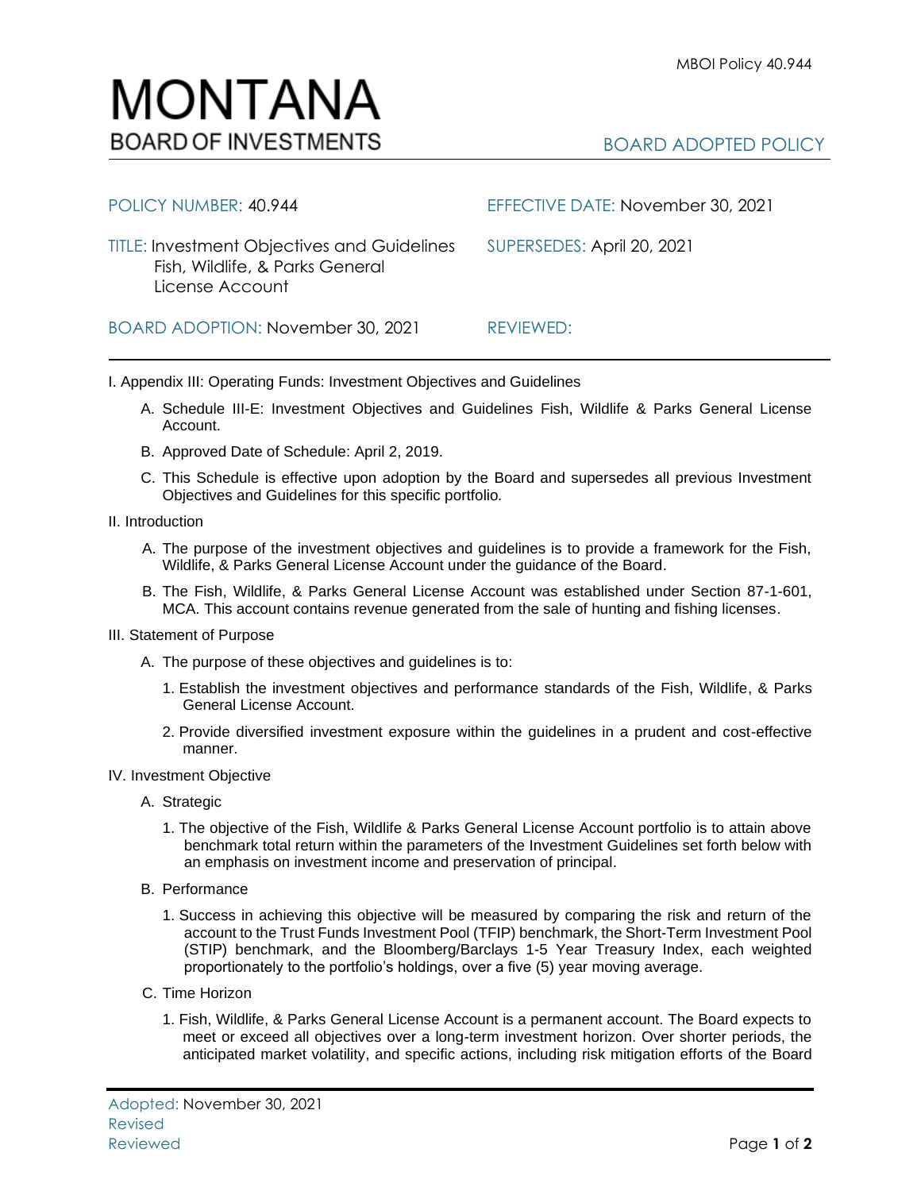# MONTANA
## BOARD OF INVESTMENTS

BOARD ADOPTED POLICY

| | |
|---|---|
| POLICY NUMBER: 40.944 | EFFECTIVE DATE: November 30, 2021 |
| TITLE: Investment Objectives and Guidelines Fish, Wildlife, & Parks General License Account | SUPERSEDES: April 20, 2021 |
| BOARD ADOPTION: November 30, 2021 | REVIEWED: |

I. Appendix III: Operating Funds: Investment Objectives and Guidelines

A. Schedule III-E: Investment Objectives and Guidelines Fish, Wildlife & Parks General License Account.

B. Approved Date of Schedule: April 2, 2019.

C. This Schedule is effective upon adoption by the Board and supersedes all previous Investment Objectives and Guidelines for this specific portfolio.

II. Introduction

A. The purpose of the investment objectives and guidelines is to provide a framework for the Fish, Wildlife, & Parks General License Account under the guidance of the Board.

B. The Fish, Wildlife, & Parks General License Account was established under Section 87-1-601, MCA. This account contains revenue generated from the sale of hunting and fishing licenses.

III. Statement of Purpose

A. The purpose of these objectives and guidelines is to:

1. Establish the investment objectives and performance standards of the Fish, Wildlife, & Parks General License Account.

2. Provide diversified investment exposure within the guidelines in a prudent and cost-effective manner.

IV. Investment Objective

A. Strategic

1. The objective of the Fish, Wildlife & Parks General License Account portfolio is to attain above benchmark total return within the parameters of the Investment Guidelines set forth below with an emphasis on investment income and preservation of principal.

B. Performance

1. Success in achieving this objective will be measured by comparing the risk and return of the account to the Trust Funds Investment Pool (TFIP) benchmark, the Short-Term Investment Pool (STIP) benchmark, and the Bloomberg/Barclays 1-5 Year Treasury Index, each weighted proportionately to the portfolio's holdings, over a five (5) year moving average.

C. Time Horizon

1. Fish, Wildlife, & Parks General License Account is a permanent account. The Board expects to meet or exceed all objectives over a long-term investment horizon. Over shorter periods, the anticipated market volatility, and specific actions, including risk mitigation efforts of the Board

Adopted: November 30, 2021
Revised
Reviewed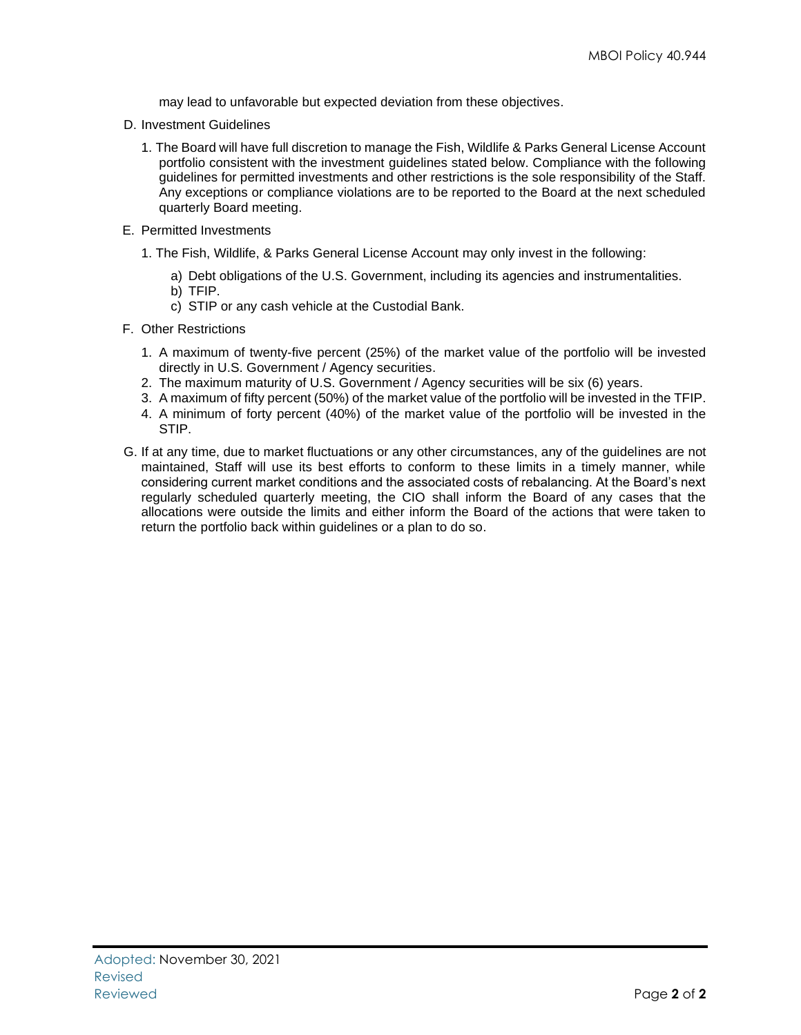may lead to unfavorable but expected deviation from these objectives.

D. Investment Guidelines

1. The Board will have full discretion to manage the Fish, Wildlife & Parks General License Account portfolio consistent with the investment guidelines stated below. Compliance with the following guidelines for permitted investments and other restrictions is the sole responsibility of the Staff. Any exceptions or compliance violations are to be reported to the Board at the next scheduled quarterly Board meeting.

E. Permitted Investments

1. The Fish, Wildlife, & Parks General License Account may only invest in the following:

   a) Debt obligations of the U.S. Government, including its agencies and instrumentalities.
   b) TFIP.
   c) STIP or any cash vehicle at the Custodial Bank.

F. Other Restrictions

1. A maximum of twenty-five percent (25%) of the market value of the portfolio will be invested directly in U.S. Government / Agency securities.
2. The maximum maturity of U.S. Government / Agency securities will be six (6) years.
3. A maximum of fifty percent (50%) of the market value of the portfolio will be invested in the TFIP.
4. A minimum of forty percent (40%) of the market value of the portfolio will be invested in the STIP.

G. If at any time, due to market fluctuations or any other circumstances, any of the guidelines are not maintained, Staff will use its best efforts to conform to these limits in a timely manner, while considering current market conditions and the associated costs of rebalancing. At the Board's next regularly scheduled quarterly meeting, the CIO shall inform the Board of any cases that the allocations were outside the limits and either inform the Board of the actions that were taken to return the portfolio back within guidelines or a plan to do so.

Adopted: November 30, 2021
Revised
Reviewed